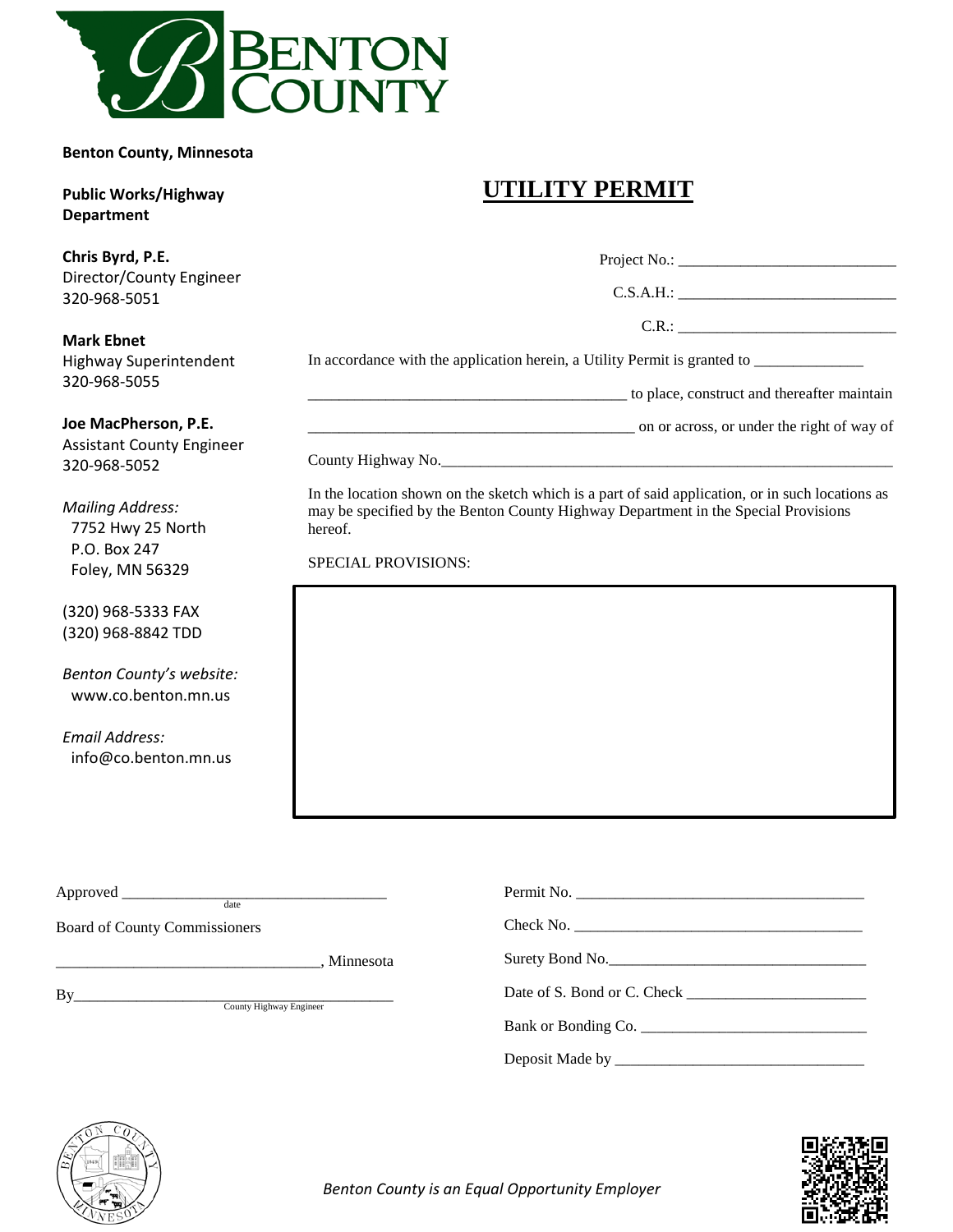**Benton County, Minnesota**

**Public Works/Highway Department**

**Chris Byrd, P.E.**
Director/County Engineer
320-968-5051

**Mark Ebnet**
Highway Superintendent
320-968-5055

**Joe MacPherson, P.E.**
Assistant County Engineer
320-968-5052

*Mailing Address:*
7752 Hwy 25 North
P.O. Box 247
Foley, MN 56329

(320) 968-5333 FAX
(320) 968-8842 TDD

*Benton County's website:*
www.co.benton.mn.us

*Email Address:*
info@co.benton.mn.us

# UTILITY PERMIT

Project No.: ____________________________

C.S.A.H.: ____________________________

C.R.: ____________________________

In accordance with the application herein, a Utility Permit is granted to ______________

__________________________________________ to place, construct and thereafter maintain

__________________________________________ on or across, or under the right of way of

County Highway No.____________________________________________________________

In the location shown on the sketch which is a part of said application, or in such locations as may be specified by the Benton County Highway Department in the Special Provisions hereof.

SPECIAL PROVISIONS:

Approved ___________________________________
date

Board of County Commissioners

___________________________________, Minnesota

By___________________________________________
County Highway Engineer

Permit No. ______________________________________

Check No. ______________________________________

Surety Bond No.___________________________________

Date of S. Bond or C. Check _______________________

Bank or Bonding Co. ______________________________

Deposit Made by _________________________________

*Benton County is an Equal Opportunity Employer*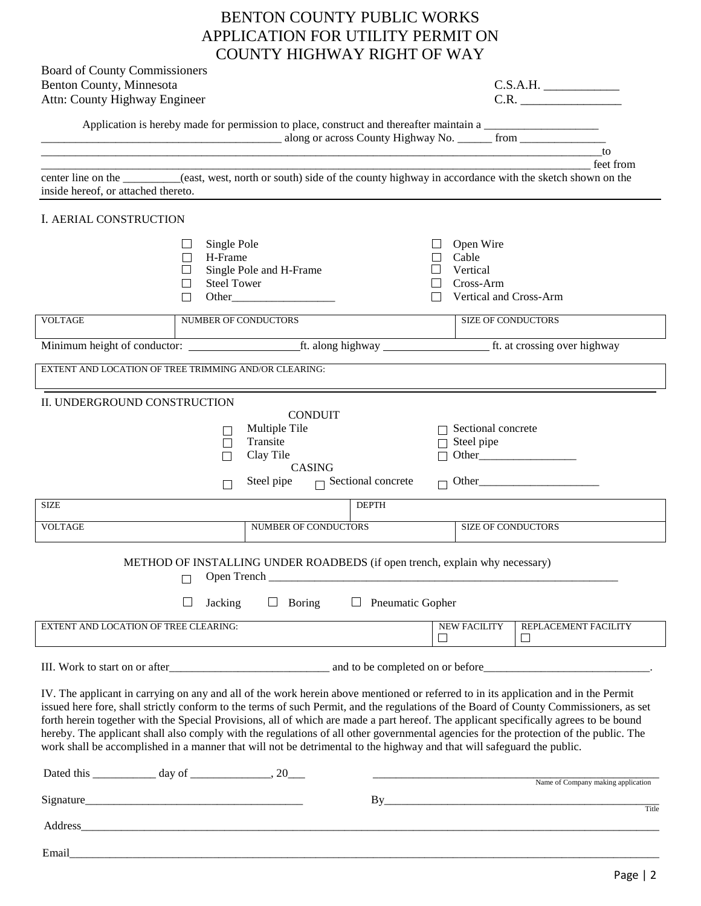# BENTON COUNTY PUBLIC WORKS
# APPLICATION FOR UTILITY PERMIT ON
# COUNTY HIGHWAY RIGHT OF WAY

Board of County Commissioners
Benton County, Minnesota
Attn: County Highway Engineer

C.S.A.H. ____________
C.R. ________________

Application is hereby made for permission to place, construct and thereafter maintain a ____________________ ________________________________________ along or across County Highway No. ______ from _______________ ________________________________________________________________________________________________to _________________________________________________________________________________________ feet from center line on the __________(east, west, north or south) side of the county highway in accordance with the sketch shown on the inside hereof, or attached thereto.

## I. AERIAL CONSTRUCTION

- ☐ Single Pole
- ☐ H-Frame
- ☐ Single Pole and H-Frame
- ☐ Steel Tower
- ☐ Other__________________

- ☐ Open Wire
- ☐ Cable
- ☐ Vertical
- ☐ Cross-Arm
- ☐ Vertical and Cross-Arm

| VOLTAGE | NUMBER OF CONDUCTORS | SIZE OF CONDUCTORS |
|---|---|---|
| | | |

Minimum height of conductor: ___________________ft. along highway __________________ ft. at crossing over highway

| EXTENT AND LOCATION OF TREE TRIMMING AND/OR CLEARING: |
|---|
| |

## II. UNDERGROUND CONSTRUCTION

CONDUIT

- ☐ Multiple Tile
- ☐ Transite
- ☐ Clay Tile

- ☐ Sectional concrete
- ☐ Steel pipe
- ☐ Other_________________

CASING

- ☐ Steel pipe ☐ Sectional concrete ☐ Other_____________________

| SIZE | | DEPTH | |
|---|---|---|---|
| VOLTAGE | NUMBER OF CONDUCTORS | | SIZE OF CONDUCTORS |

METHOD OF INSTALLING UNDER ROADBEDS (if open trench, explain why necessary)

☐ Open Trench ______________________________________________________________

☐ Jacking ☐ Boring ☐ Pneumatic Gopher

| EXTENT AND LOCATION OF TREE CLEARING: | NEW FACILITY ☐ | REPLACEMENT FACILITY ☐ |
|---|---|---|

III. Work to start on or after___________________________ and to be completed on or before_____________________________.

IV. The applicant in carrying on any and all of the work herein above mentioned or referred to in its application and in the Permit issued here fore, shall strictly conform to the terms of such Permit, and the regulations of the Board of County Commissioners, as set forth herein together with the Special Provisions, all of which are made a part hereof. The applicant specifically agrees to be bound hereby. The applicant shall also comply with the regulations of all other governmental agencies for the protection of the public. The work shall be accomplished in a manner that will not be detrimental to the highway and that will safeguard the public.

Dated this ___________ day of ______________, 20___

_____________________________________________
Name of Company making application

Signature______________________________________

By_________________________________________________
Title

Address____________________________________________________________________________________________

Email______________________________________________________________________________________________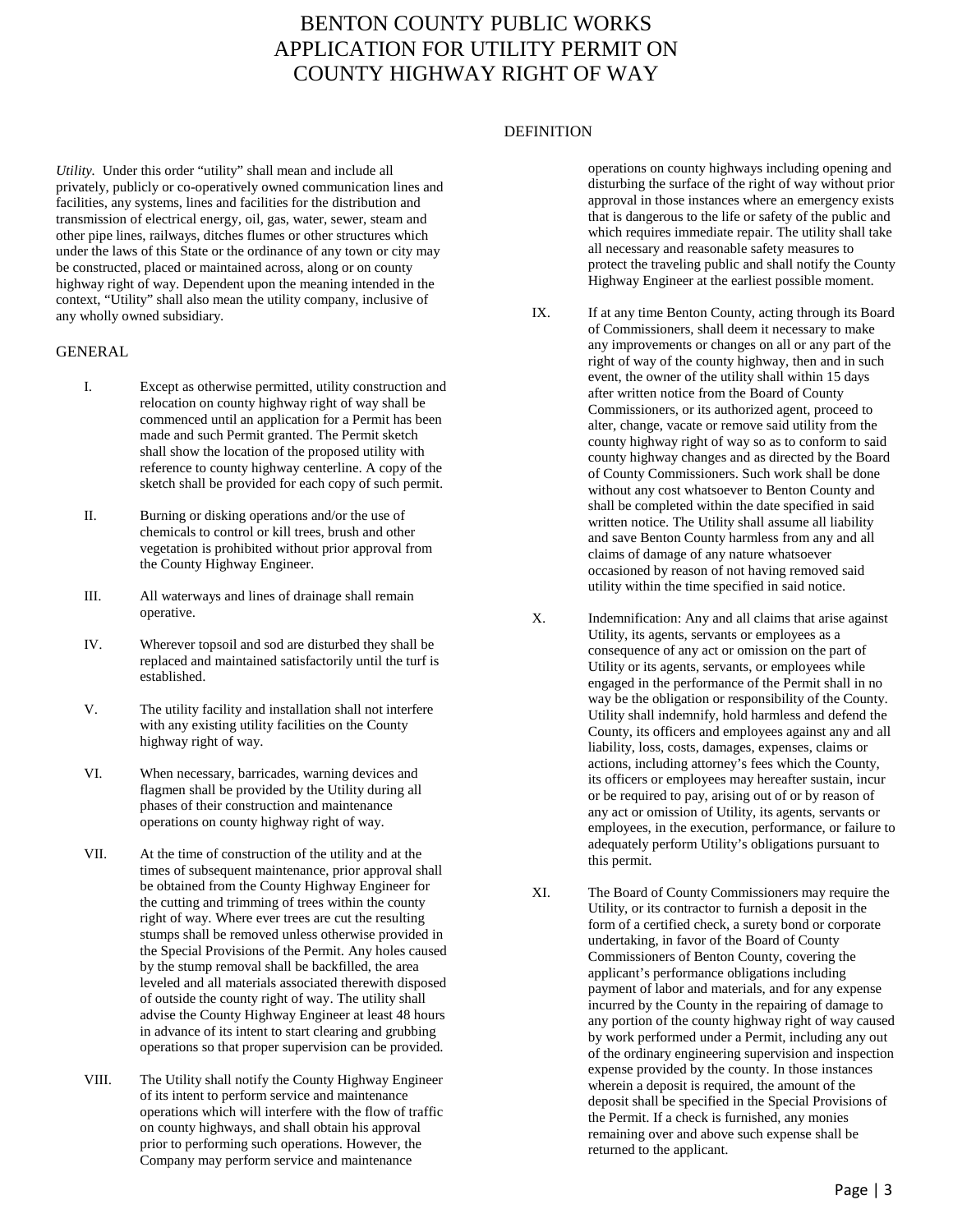# BENTON COUNTY PUBLIC WORKS
# APPLICATION FOR UTILITY PERMIT ON COUNTY HIGHWAY RIGHT OF WAY

## DEFINITION

*Utility.* Under this order "utility" shall mean and include all privately, publicly or co-operatively owned communication lines and facilities, any systems, lines and facilities for the distribution and transmission of electrical energy, oil, gas, water, sewer, steam and other pipe lines, railways, ditches flumes or other structures which under the laws of this State or the ordinance of any town or city may be constructed, placed or maintained across, along or on county highway right of way. Dependent upon the meaning intended in the context, "Utility" shall also mean the utility company, inclusive of any wholly owned subsidiary.

## GENERAL

I. Except as otherwise permitted, utility construction and relocation on county highway right of way shall be commenced until an application for a Permit has been made and such Permit granted. The Permit sketch shall show the location of the proposed utility with reference to county highway centerline. A copy of the sketch shall be provided for each copy of such permit.

II. Burning or disking operations and/or the use of chemicals to control or kill trees, brush and other vegetation is prohibited without prior approval from the County Highway Engineer.

III. All waterways and lines of drainage shall remain operative.

IV. Wherever topsoil and sod are disturbed they shall be replaced and maintained satisfactorily until the turf is established.

V. The utility facility and installation shall not interfere with any existing utility facilities on the County highway right of way.

VI. When necessary, barricades, warning devices and flagmen shall be provided by the Utility during all phases of their construction and maintenance operations on county highway right of way.

VII. At the time of construction of the utility and at the times of subsequent maintenance, prior approval shall be obtained from the County Highway Engineer for the cutting and trimming of trees within the county right of way. Where ever trees are cut the resulting stumps shall be removed unless otherwise provided in the Special Provisions of the Permit. Any holes caused by the stump removal shall be backfilled, the area leveled and all materials associated therewith disposed of outside the county right of way. The utility shall advise the County Highway Engineer at least 48 hours in advance of its intent to start clearing and grubbing operations so that proper supervision can be provided.

VIII. The Utility shall notify the County Highway Engineer of its intent to perform service and maintenance operations which will interfere with the flow of traffic on county highways, and shall obtain his approval prior to performing such operations. However, the Company may perform service and maintenance operations on county highways including opening and disturbing the surface of the right of way without prior approval in those instances where an emergency exists that is dangerous to the life or safety of the public and which requires immediate repair. The utility shall take all necessary and reasonable safety measures to protect the traveling public and shall notify the County Highway Engineer at the earliest possible moment.

IX. If at any time Benton County, acting through its Board of Commissioners, shall deem it necessary to make any improvements or changes on all or any part of the right of way of the county highway, then and in such event, the owner of the utility shall within 15 days after written notice from the Board of County Commissioners, or its authorized agent, proceed to alter, change, vacate or remove said utility from the county highway right of way so as to conform to said county highway changes and as directed by the Board of County Commissioners. Such work shall be done without any cost whatsoever to Benton County and shall be completed within the date specified in said written notice. The Utility shall assume all liability and save Benton County harmless from any and all claims of damage of any nature whatsoever occasioned by reason of not having removed said utility within the time specified in said notice.

X. Indemnification: Any and all claims that arise against Utility, its agents, servants or employees as a consequence of any act or omission on the part of Utility or its agents, servants, or employees while engaged in the performance of the Permit shall in no way be the obligation or responsibility of the County. Utility shall indemnify, hold harmless and defend the County, its officers and employees against any and all liability, loss, costs, damages, expenses, claims or actions, including attorney's fees which the County, its officers or employees may hereafter sustain, incur or be required to pay, arising out of or by reason of any act or omission of Utility, its agents, servants or employees, in the execution, performance, or failure to adequately perform Utility's obligations pursuant to this permit.

XI. The Board of County Commissioners may require the Utility, or its contractor to furnish a deposit in the form of a certified check, a surety bond or corporate undertaking, in favor of the Board of County Commissioners of Benton County, covering the applicant's performance obligations including payment of labor and materials, and for any expense incurred by the County in the repairing of damage to any portion of the county highway right of way caused by work performed under a Permit, including any out of the ordinary engineering supervision and inspection expense provided by the county. In those instances wherein a deposit is required, the amount of the deposit shall be specified in the Special Provisions of the Permit. If a check is furnished, any monies remaining over and above such expense shall be returned to the applicant.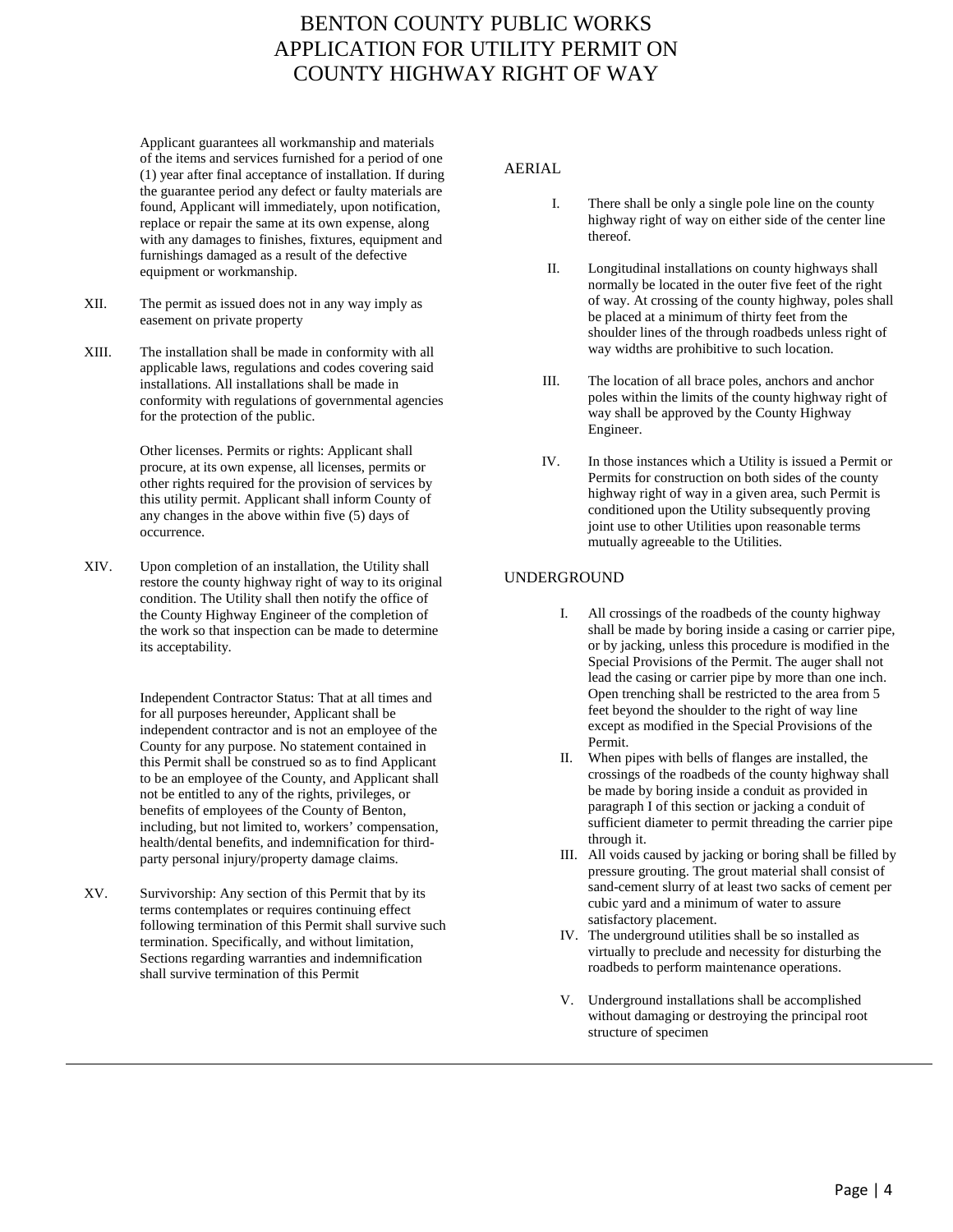# BENTON COUNTY PUBLIC WORKS APPLICATION FOR UTILITY PERMIT ON COUNTY HIGHWAY RIGHT OF WAY

Applicant guarantees all workmanship and materials of the items and services furnished for a period of one (1) year after final acceptance of installation. If during the guarantee period any defect or faulty materials are found, Applicant will immediately, upon notification, replace or repair the same at its own expense, along with any damages to finishes, fixtures, equipment and furnishings damaged as a result of the defective equipment or workmanship.

XII. The permit as issued does not in any way imply as easement on private property

XIII. The installation shall be made in conformity with all applicable laws, regulations and codes covering said installations. All installations shall be made in conformity with regulations of governmental agencies for the protection of the public.

Other licenses. Permits or rights: Applicant shall procure, at its own expense, all licenses, permits or other rights required for the provision of services by this utility permit. Applicant shall inform County of any changes in the above within five (5) days of occurrence.

XIV. Upon completion of an installation, the Utility shall restore the county highway right of way to its original condition. The Utility shall then notify the office of the County Highway Engineer of the completion of the work so that inspection can be made to determine its acceptability.

Independent Contractor Status: That at all times and for all purposes hereunder, Applicant shall be independent contractor and is not an employee of the County for any purpose. No statement contained in this Permit shall be construed so as to find Applicant to be an employee of the County, and Applicant shall not be entitled to any of the rights, privileges, or benefits of employees of the County of Benton, including, but not limited to, workers' compensation, health/dental benefits, and indemnification for third-party personal injury/property damage claims.

XV. Survivorship: Any section of this Permit that by its terms contemplates or requires continuing effect following termination of this Permit shall survive such termination. Specifically, and without limitation, Sections regarding warranties and indemnification shall survive termination of this Permit

## AERIAL

I. There shall be only a single pole line on the county highway right of way on either side of the center line thereof.

II. Longitudinal installations on county highways shall normally be located in the outer five feet of the right of way. At crossing of the county highway, poles shall be placed at a minimum of thirty feet from the shoulder lines of the through roadbeds unless right of way widths are prohibitive to such location.

III. The location of all brace poles, anchors and anchor poles within the limits of the county highway right of way shall be approved by the County Highway Engineer.

IV. In those instances which a Utility is issued a Permit or Permits for construction on both sides of the county highway right of way in a given area, such Permit is conditioned upon the Utility subsequently proving joint use to other Utilities upon reasonable terms mutually agreeable to the Utilities.

## UNDERGROUND

I. All crossings of the roadbeds of the county highway shall be made by boring inside a casing or carrier pipe, or by jacking, unless this procedure is modified in the Special Provisions of the Permit. The auger shall not lead the casing or carrier pipe by more than one inch. Open trenching shall be restricted to the area from 5 feet beyond the shoulder to the right of way line except as modified in the Special Provisions of the Permit.

II. When pipes with bells of flanges are installed, the crossings of the roadbeds of the county highway shall be made by boring inside a conduit as provided in paragraph I of this section or jacking a conduit of sufficient diameter to permit threading the carrier pipe through it.

III. All voids caused by jacking or boring shall be filled by pressure grouting. The grout material shall consist of sand-cement slurry of at least two sacks of cement per cubic yard and a minimum of water to assure satisfactory placement.

IV. The underground utilities shall be so installed as virtually to preclude and necessity for disturbing the roadbeds to perform maintenance operations.

V. Underground installations shall be accomplished without damaging or destroying the principal root structure of specimen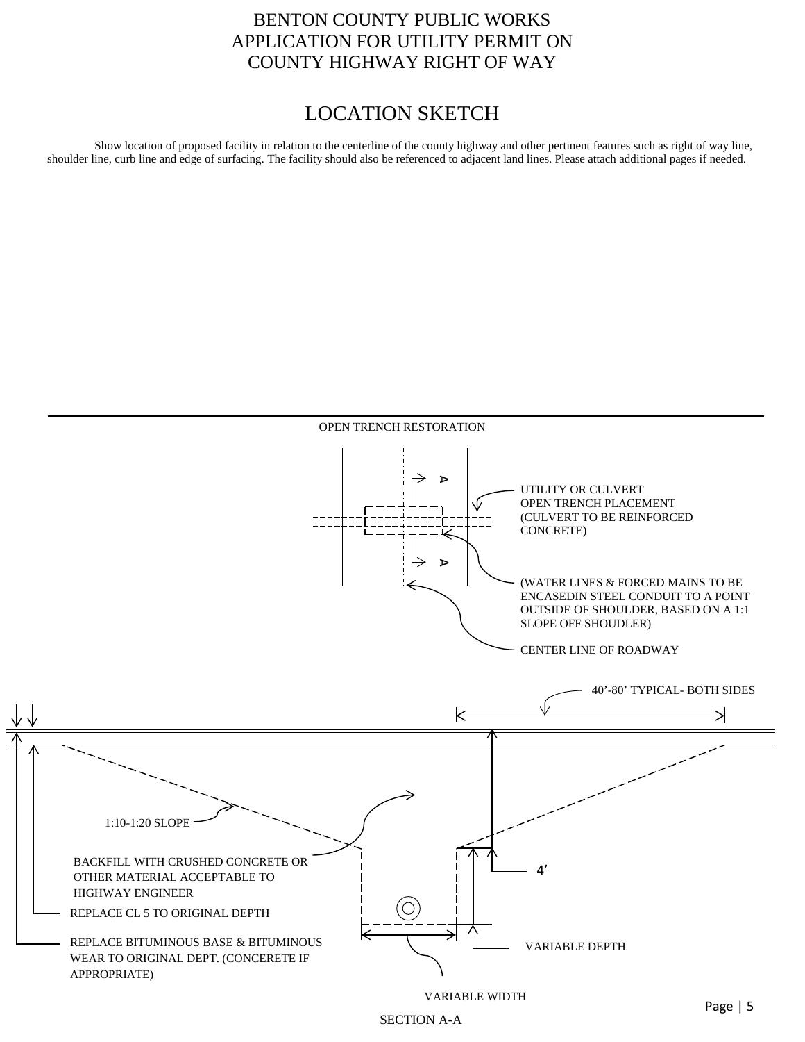# BENTON COUNTY PUBLIC WORKS
# APPLICATION FOR UTILITY PERMIT ON COUNTY HIGHWAY RIGHT OF WAY

## LOCATION SKETCH

Show location of proposed facility in relation to the centerline of the county highway and other pertinent features such as right of way line, shoulder line, curb line and edge of surfacing. The facility should also be referenced to adjacent land lines. Please attach additional pages if needed.

---

OPEN TRENCH RESTORATION

A

A

UTILITY OR CULVERT
OPEN TRENCH PLACEMENT
(CULVERT TO BE REINFORCED CONCRETE)

(WATER LINES & FORCED MAINS TO BE ENCASEDIN STEEL CONDUIT TO A POINT OUTSIDE OF SHOULDER, BASED ON A 1:1 SLOPE OFF SHOULDER)

CENTER LINE OF ROADWAY

40'-80' TYPICAL- BOTH SIDES

1:10-1:20 SLOPE

BACKFILL WITH CRUSHED CONCRETE OR OTHER MATERIAL ACCEPTABLE TO HIGHWAY ENGINEER

4'

REPLACE CL 5 TO ORIGINAL DEPTH

REPLACE BITUMINOUS BASE & BITUMINOUS WEAR TO ORIGINAL DEPT. (CONCERETE IF APPROPRIATE)

VARIABLE DEPTH

VARIABLE WIDTH

SECTION A-A